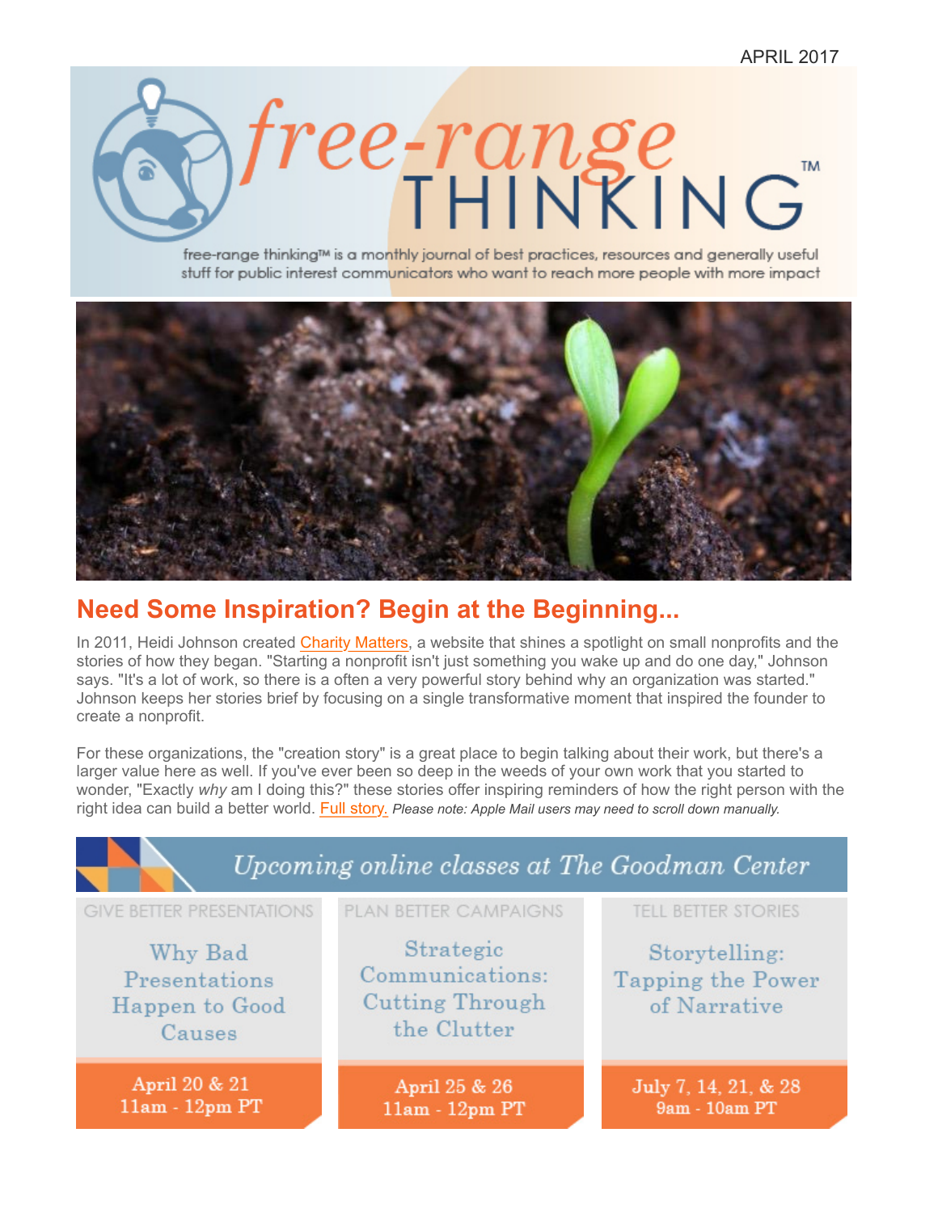APRIL 2017

# free-range THINKING™

free-range thinking™ is a monthly journal of best practices, resources and generally useful stuff for public interest communicators who want to reach more people with more impact

## Need Some Inspiration? Begin at the Beginning...

In 2011, Heidi Johnson created Charity Matters, a website that shines a spotlight on small nonprofits and the stories of how they began. "Starting a nonprofit isn't just something you wake up and do one day," Johnson says. "It's a lot of work, so there is a often a very powerful story behind why an organization was started." Johnson keeps her stories brief by focusing on a single transformative moment that inspired the founder to create a nonprofit.

For these organizations, the "creation story" is a great place to begin talking about their work, but there's a larger value here as well. If you've ever been so deep in the weeds of your own work that you started to wonder, "Exactly *why* am I doing this?" these stories offer inspiring reminders of how the right person with the right idea can build a better world. Full story. *Please note: Apple Mail users may need to scroll down manually.*

### Upcoming online classes at The Goodman Center

**GIVE BETTER PRESENTATIONS**
Why Bad Presentations Happen to Good Causes
April 20 & 21
11am - 12pm PT

**PLAN BETTER CAMPAIGNS**
Strategic Communications: Cutting Through the Clutter
April 25 & 26
11am - 12pm PT

**TELL BETTER STORIES**
Storytelling: Tapping the Power of Narrative
July 7, 14, 21, & 28
9am - 10am PT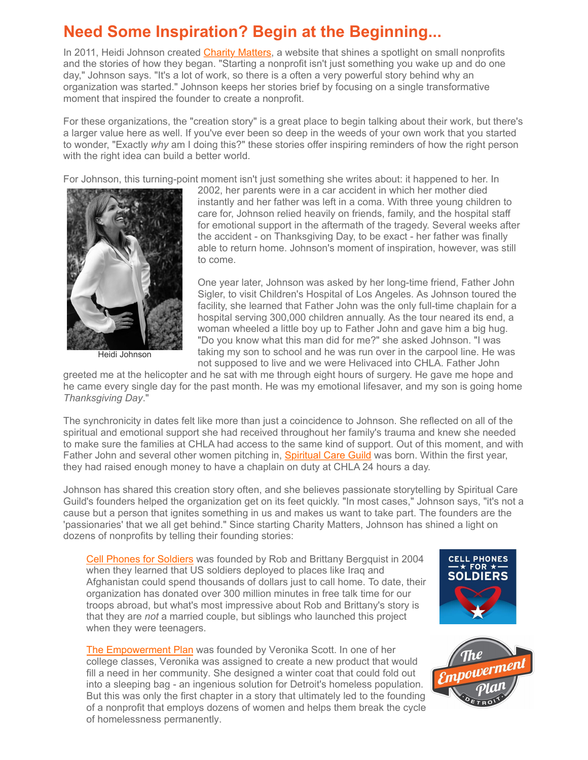# Need Some Inspiration? Begin at the Beginning...

In 2011, Heidi Johnson created Charity Matters, a website that shines a spotlight on small nonprofits and the stories of how they began. "Starting a nonprofit isn't just something you wake up and do one day," Johnson says. "It's a lot of work, so there is a often a very powerful story behind why an organization was started." Johnson keeps her stories brief by focusing on a single transformative moment that inspired the founder to create a nonprofit.

For these organizations, the "creation story" is a great place to begin talking about their work, but there's a larger value here as well. If you've ever been so deep in the weeds of your own work that you started to wonder, "Exactly *why* am I doing this?" these stories offer inspiring reminders of how the right person with the right idea can build a better world.

For Johnson, this turning-point moment isn't just something she writes about: it happened to her. In 2002, her parents were in a car accident in which her mother died instantly and her father was left in a coma. With three young children to care for, Johnson relied heavily on friends, family, and the hospital staff for emotional support in the aftermath of the tragedy. Several weeks after the accident - on Thanksgiving Day, to be exact - her father was finally able to return home. Johnson's moment of inspiration, however, was still to come.

Heidi Johnson

One year later, Johnson was asked by her long-time friend, Father John Sigler, to visit Children's Hospital of Los Angeles. As Johnson toured the facility, she learned that Father John was the only full-time chaplain for a hospital serving 300,000 children annually. As the tour neared its end, a woman wheeled a little boy up to Father John and gave him a big hug. "Do you know what this man did for me?" she asked Johnson. "I was taking my son to school and he was run over in the carpool line. He was not supposed to live and we were Helivaced into CHLA. Father John greeted me at the helicopter and he sat with me through eight hours of surgery. He gave me hope and he came every single day for the past month. He was my emotional lifesaver, and my son is going home *Thanksgiving Day*."

The synchronicity in dates felt like more than just a coincidence to Johnson. She reflected on all of the spiritual and emotional support she had received throughout her family's trauma and knew she needed to make sure the families at CHLA had access to the same kind of support. Out of this moment, and with Father John and several other women pitching in, Spiritual Care Guild was born. Within the first year, they had raised enough money to have a chaplain on duty at CHLA 24 hours a day.

Johnson has shared this creation story often, and she believes passionate storytelling by Spiritual Care Guild's founders helped the organization get on its feet quickly. "In most cases," Johnson says, "it's not a cause but a person that ignites something in us and makes us want to take part. The founders are the 'passionaries' that we all get behind." Since starting Charity Matters, Johnson has shined a light on dozens of nonprofits by telling their founding stories:

> Cell Phones for Soldiers was founded by Rob and Brittany Bergquist in 2004 when they learned that US soldiers deployed to places like Iraq and Afghanistan could spend thousands of dollars just to call home. To date, their organization has donated over 300 million minutes in free talk time for our troops abroad, but what's most impressive about Rob and Brittany's story is that they are *not* a married couple, but siblings who launched this project when they were teenagers.
>
> The Empowerment Plan was founded by Veronika Scott. In one of her college classes, Veronika was assigned to create a new product that would fill a need in her community. She designed a winter coat that could fold out into a sleeping bag - an ingenious solution for Detroit's homeless population. But this was only the first chapter in a story that ultimately led to the founding of a nonprofit that employs dozens of women and helps them break the cycle of homelessness permanently.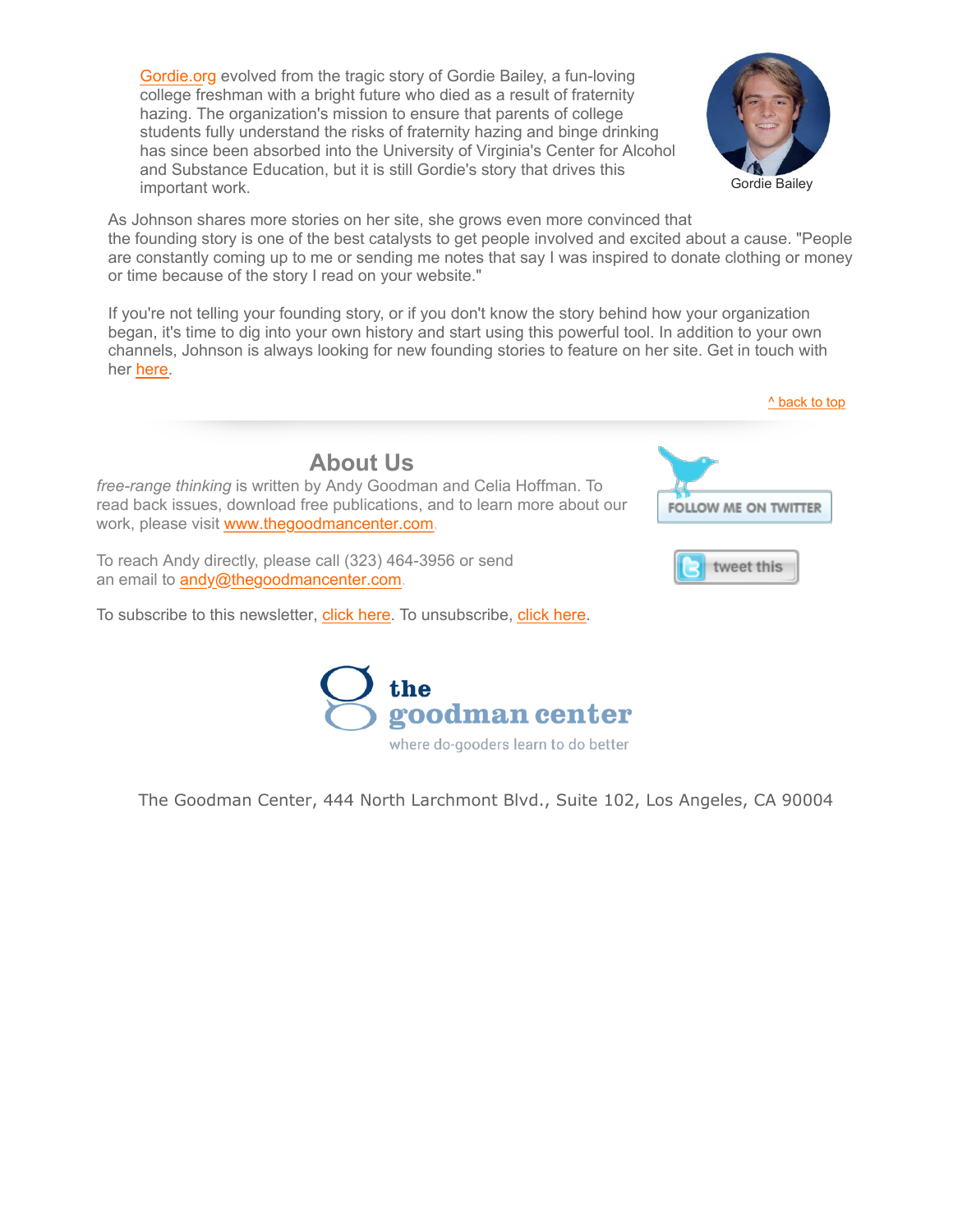Gordie.org evolved from the tragic story of Gordie Bailey, a fun-loving college freshman with a bright future who died as a result of fraternity hazing. The organization's mission to ensure that parents of college students fully understand the risks of fraternity hazing and binge drinking has since been absorbed into the University of Virginia's Center for Alcohol and Substance Education, but it is still Gordie's story that drives this important work.

Gordie Bailey

As Johnson shares more stories on her site, she grows even more convinced that the founding story is one of the best catalysts to get people involved and excited about a cause. "People are constantly coming up to me or sending me notes that say I was inspired to donate clothing or money or time because of the story I read on your website."

If you're not telling your founding story, or if you don't know the story behind how your organization began, it's time to dig into your own history and start using this powerful tool. In addition to your own channels, Johnson is always looking for new founding stories to feature on her site. Get in touch with her here.

^ back to top

## About Us

*free-range thinking* is written by Andy Goodman and Celia Hoffman. To read back issues, download free publications, and to learn more about our work, please visit www.thegoodmancenter.com.

To reach Andy directly, please call (323) 464-3956 or send an email to andy@thegoodmancenter.com.

To subscribe to this newsletter, click here. To unsubscribe, click here.

FOLLOW ME ON TWITTER

tweet this

the goodman center
where do-gooders learn to do better

The Goodman Center, 444 North Larchmont Blvd., Suite 102, Los Angeles, CA 90004